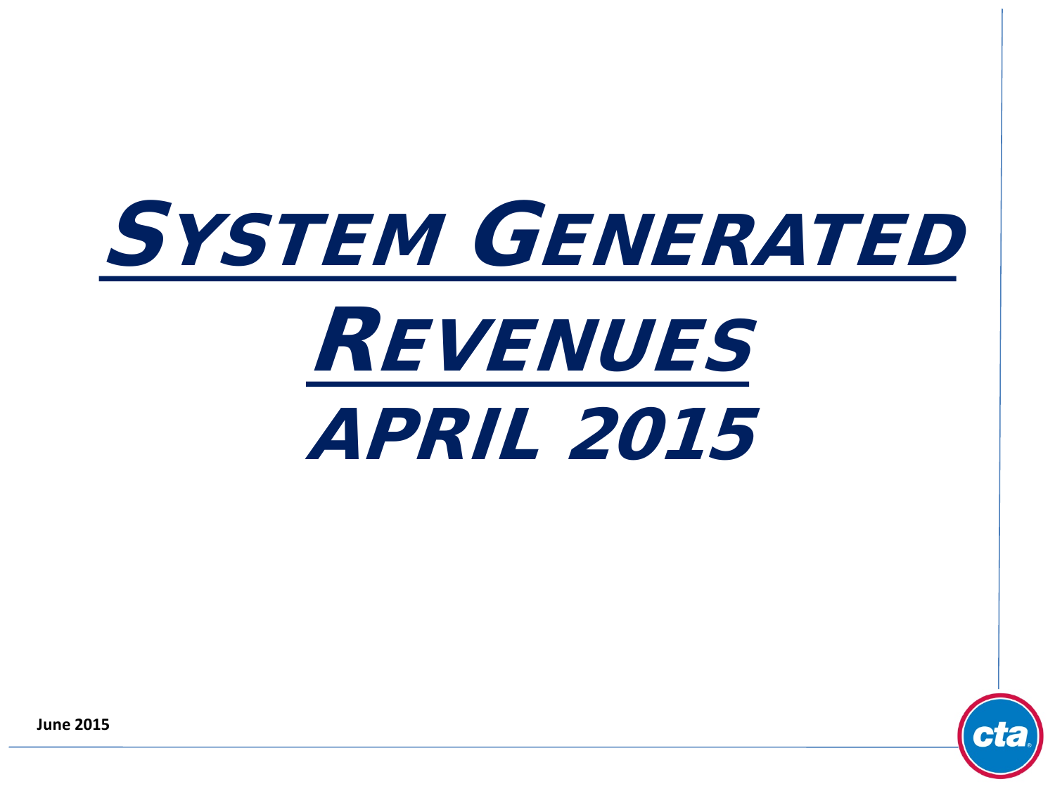# System Generated Revenues

# April 2015

June 2015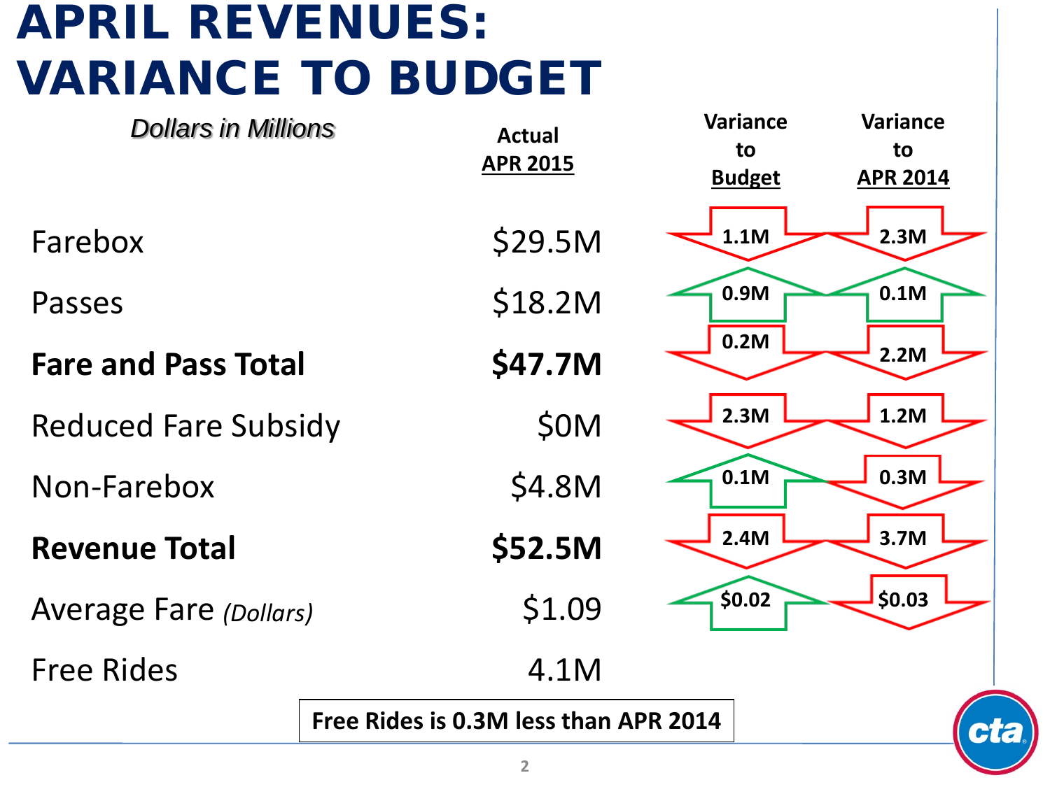# APRIL REVENUES: VARIANCE TO BUDGET

| *Dollars in Millions* | Actual APR 2015 | Variance to Budget | Variance to APR 2014 |
|---|---|---|---|
| Farebox | $29.5M | 1.1M | 2.3M |
| Passes | $18.2M | 0.9M | 0.1M |
| **Fare and Pass Total** | **$47.7M** | 0.2M | 2.2M |
| Reduced Fare Subsidy | $0M | 2.3M | 1.2M |
| Non-Farebox | $4.8M | 0.1M | 0.3M |
| **Revenue Total** | **$52.5M** | 2.4M | 3.7M |
| Average Fare *(Dollars)* | $1.09 | $0.02 | $0.03 |
| Free Rides | 4.1M | | |

**Free Rides is 0.3M less than APR 2014**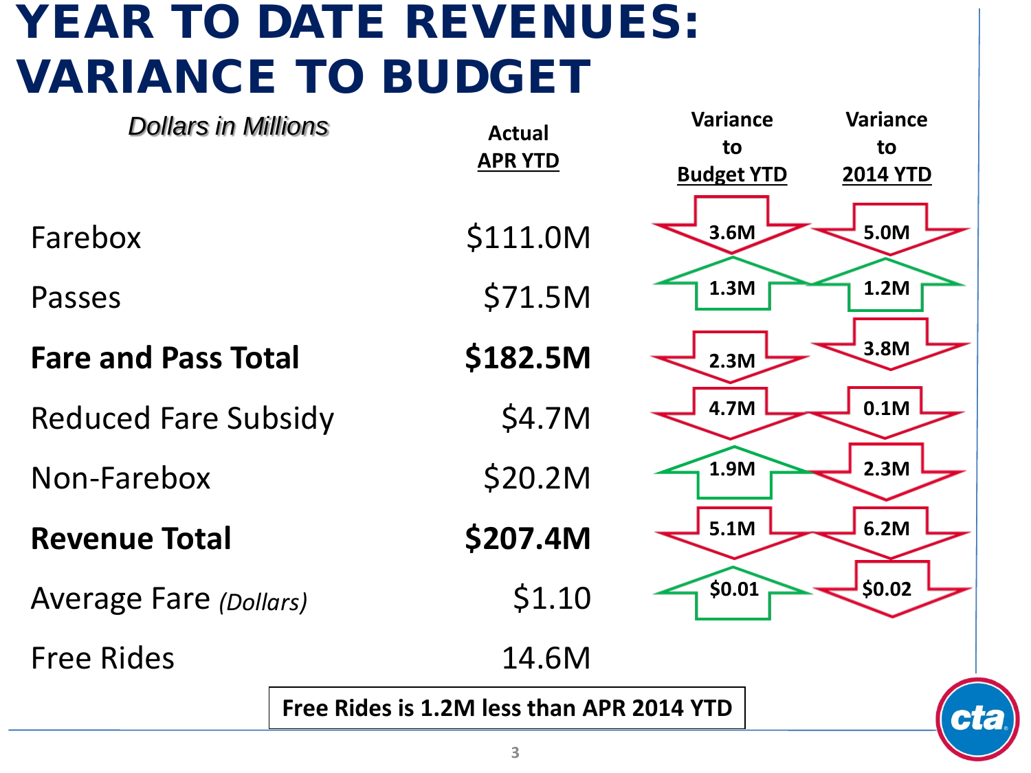# YEAR TO DATE REVENUES: VARIANCE TO BUDGET

| *Dollars in Millions* | Actual APR YTD | Variance to Budget YTD | Variance to 2014 YTD |
|---|---|---|---|
| Farebox | $111.0M | 3.6M | 5.0M |
| Passes | $71.5M | 1.3M | 1.2M |
| **Fare and Pass Total** | **$182.5M** | 2.3M | 3.8M |
| Reduced Fare Subsidy | $4.7M | 4.7M | 0.1M |
| Non-Farebox | $20.2M | 1.9M | 2.3M |
| **Revenue Total** | **$207.4M** | 5.1M | 6.2M |
| Average Fare *(Dollars)* | $1.10 | $0.01 | $0.02 |
| Free Rides | 14.6M | | |

**Free Rides is 1.2M less than APR 2014 YTD**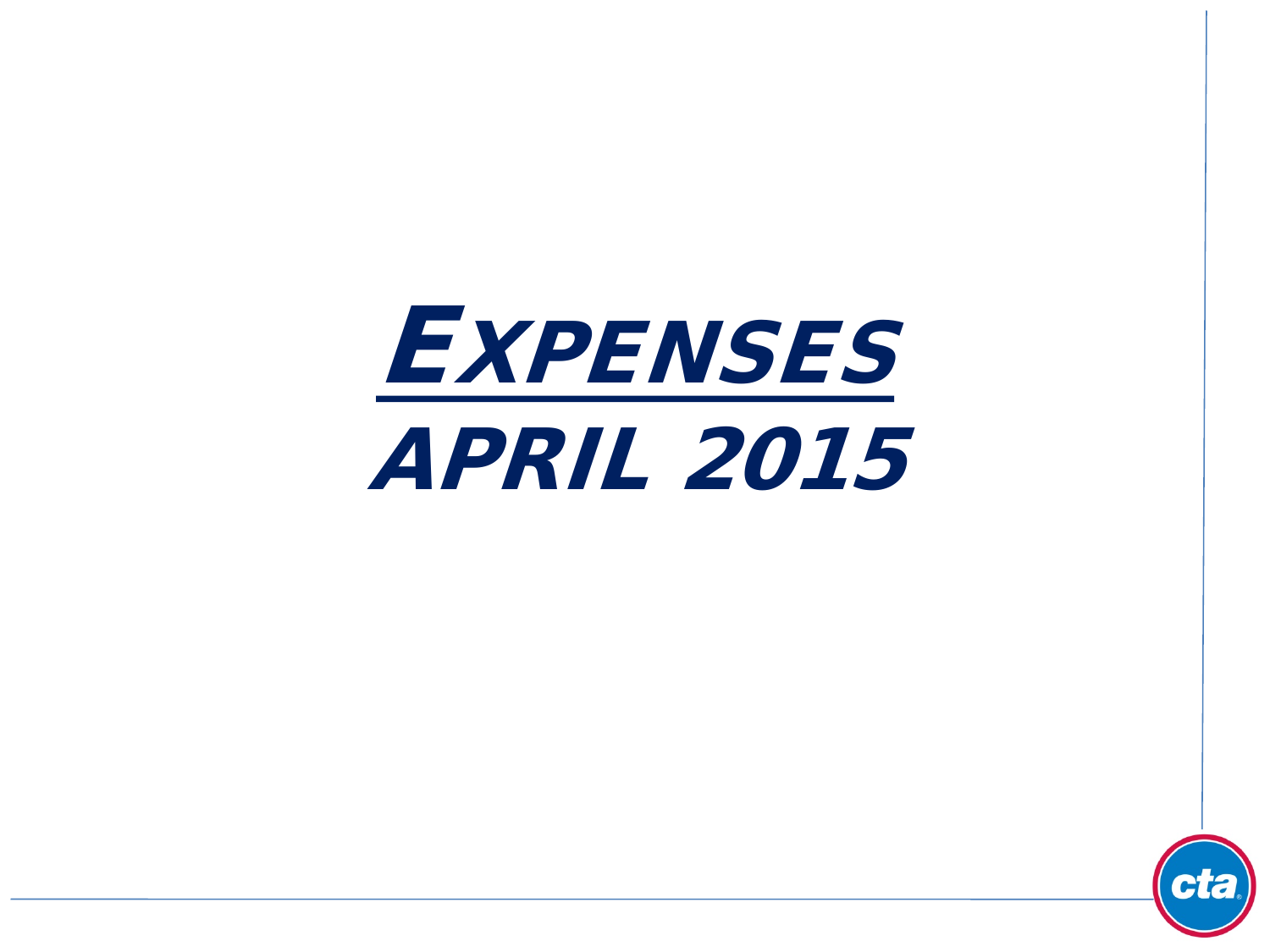# Expenses

## APRIL 2015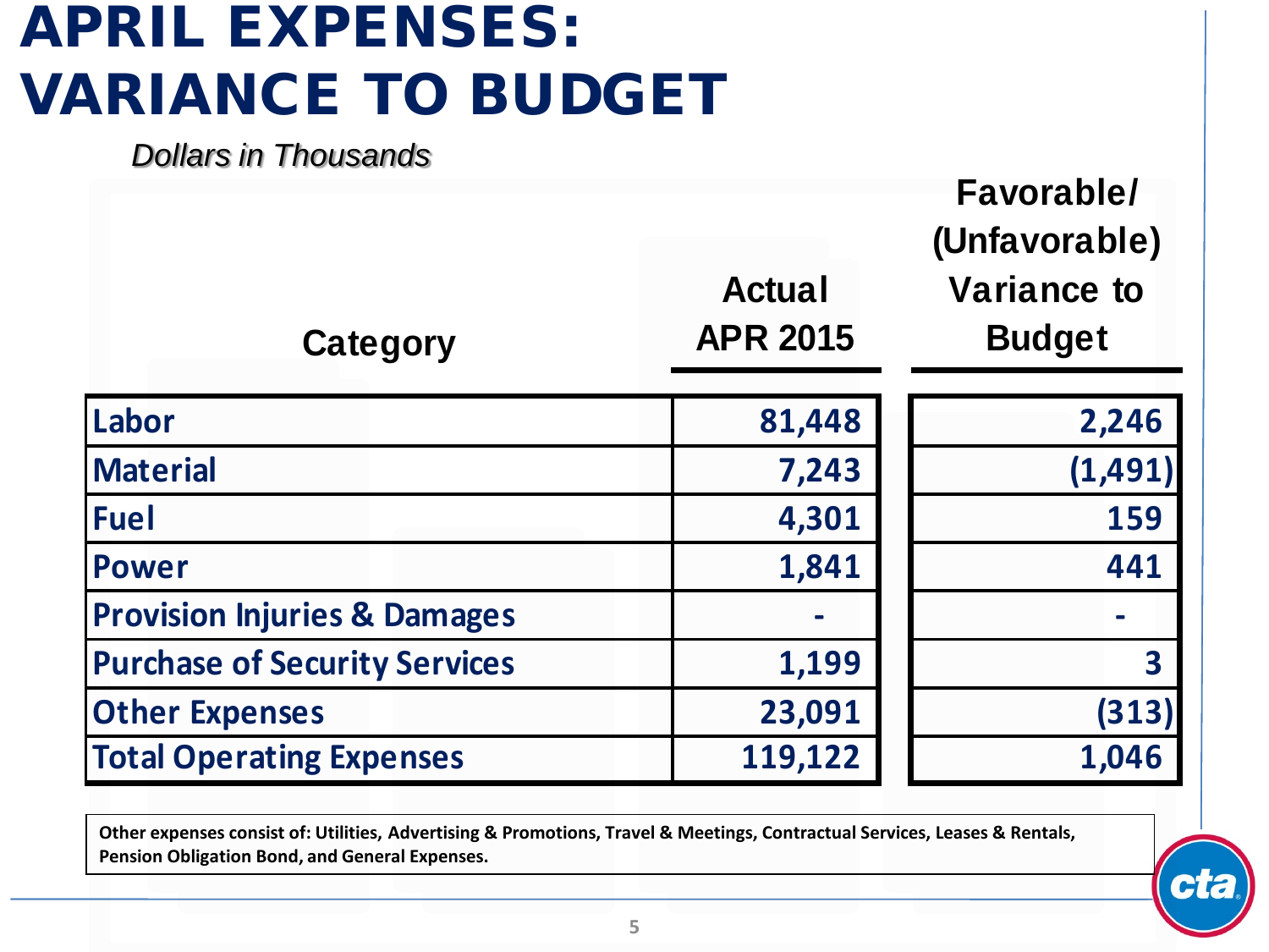# APRIL EXPENSES: VARIANCE TO BUDGET

*Dollars in Thousands*

| Category | Actual APR 2015 | Favorable/ (Unfavorable) Variance to Budget |
|---|---|---|
| Labor | 81,448 | 2,246 |
| Material | 7,243 | (1,491) |
| Fuel | 4,301 | 159 |
| Power | 1,841 | 441 |
| Provision Injuries & Damages | - | - |
| Purchase of Security Services | 1,199 | 3 |
| Other Expenses | 23,091 | (313) |
| Total Operating Expenses | 119,122 | 1,046 |

**Other expenses consist of: Utilities, Advertising & Promotions, Travel & Meetings, Contractual Services, Leases & Rentals, Pension Obligation Bond, and General Expenses.**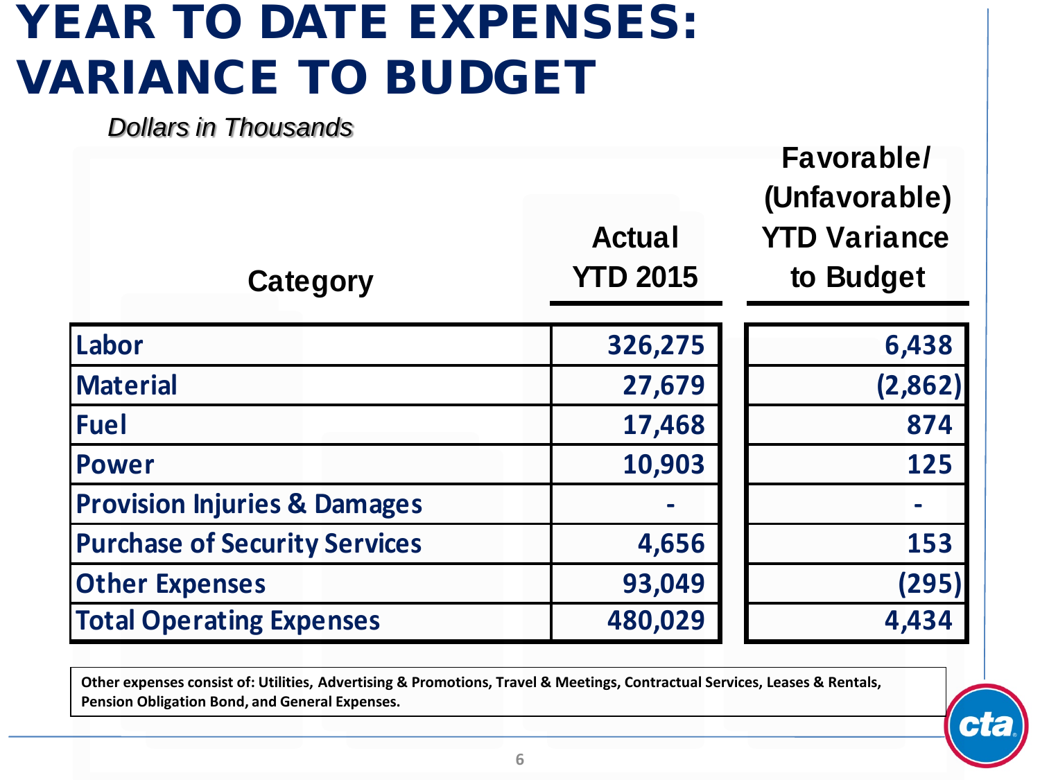# YEAR TO DATE EXPENSES: VARIANCE TO BUDGET

*Dollars in Thousands*

| Category | Actual YTD 2015 | Favorable/ (Unfavorable) YTD Variance to Budget |
|---|---|---|
| Labor | 326,275 | 6,438 |
| Material | 27,679 | (2,862) |
| Fuel | 17,468 | 874 |
| Power | 10,903 | 125 |
| Provision Injuries & Damages | - | - |
| Purchase of Security Services | 4,656 | 153 |
| Other Expenses | 93,049 | (295) |
| Total Operating Expenses | 480,029 | 4,434 |

**Other expenses consist of: Utilities, Advertising & Promotions, Travel & Meetings, Contractual Services, Leases & Rentals, Pension Obligation Bond, and General Expenses.**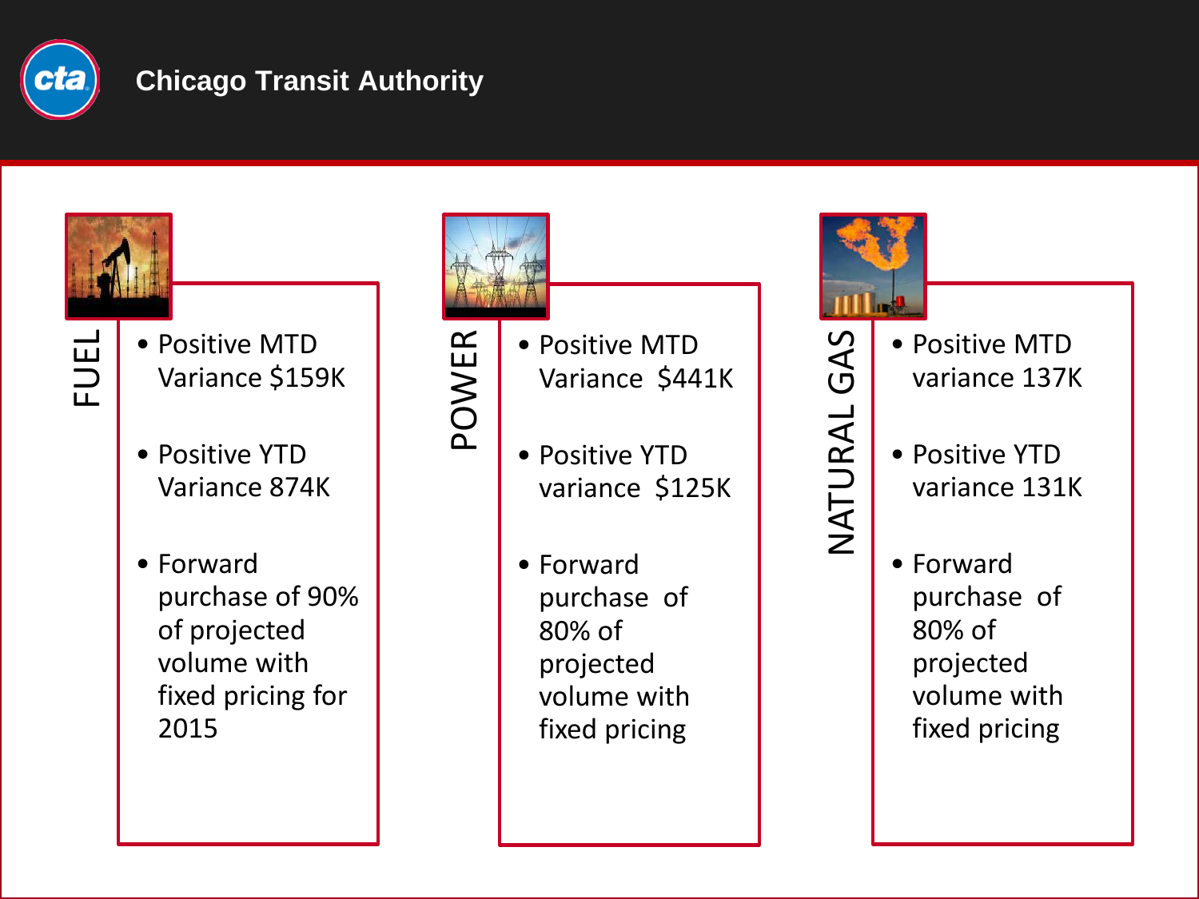Chicago Transit Authority

## FUEL

- Positive MTD Variance $159K
- Positive YTD Variance 874K
- Forward purchase of 90% of projected volume with fixed pricing for 2015

## POWER

- Positive MTD Variance $441K
- Positive YTD variance $125K
- Forward purchase of 80% of projected volume with fixed pricing

## NATURAL GAS

- Positive MTD variance 137K
- Positive YTD variance 131K
- Forward purchase of 80% of projected volume with fixed pricing